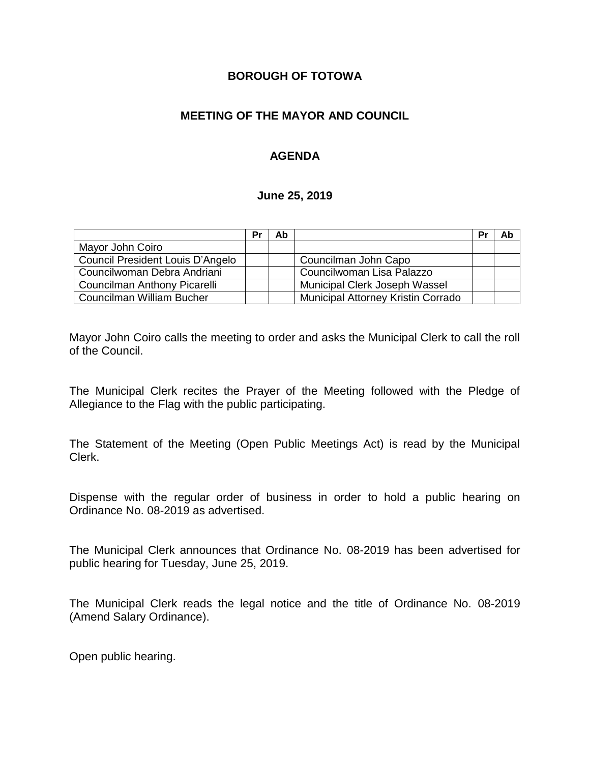**BOROUGH OF TOTOWA**

**MEETING OF THE MAYOR AND COUNCIL**

**AGENDA**

**June 25, 2019**

| | Pr | Ab | | Pr | Ab |
|---|---|---|---|---|---|
| Mayor John Coiro | | | | | |
| Council President Louis D'Angelo | | | Councilman John Capo | | |
| Councilwoman Debra Andriani | | | Councilwoman Lisa Palazzo | | |
| Councilman Anthony Picarelli | | | Municipal Clerk Joseph Wassel | | |
| Councilman William Bucher | | | Municipal Attorney Kristin Corrado | | |

Mayor John Coiro calls the meeting to order and asks the Municipal Clerk to call the roll of the Council.

The Municipal Clerk recites the Prayer of the Meeting followed with the Pledge of Allegiance to the Flag with the public participating.

The Statement of the Meeting (Open Public Meetings Act) is read by the Municipal Clerk.

Dispense with the regular order of business in order to hold a public hearing on Ordinance No. 08-2019 as advertised.

The Municipal Clerk announces that Ordinance No. 08-2019 has been advertised for public hearing for Tuesday, June 25, 2019.

The Municipal Clerk reads the legal notice and the title of Ordinance No. 08-2019 (Amend Salary Ordinance).

Open public hearing.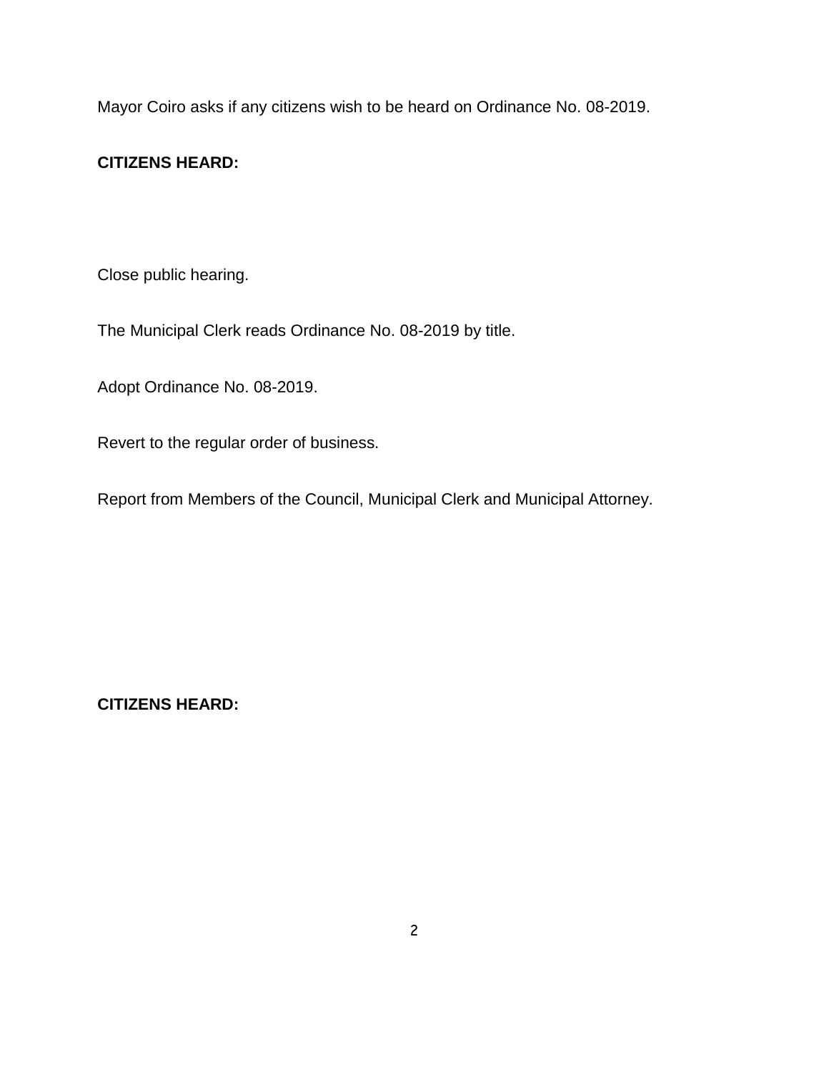Mayor Coiro asks if any citizens wish to be heard on Ordinance No. 08-2019.

**CITIZENS HEARD:**

Close public hearing.

The Municipal Clerk reads Ordinance No. 08-2019 by title.

Adopt Ordinance No. 08-2019.

Revert to the regular order of business.

Report from Members of the Council, Municipal Clerk and Municipal Attorney.

**CITIZENS HEARD:**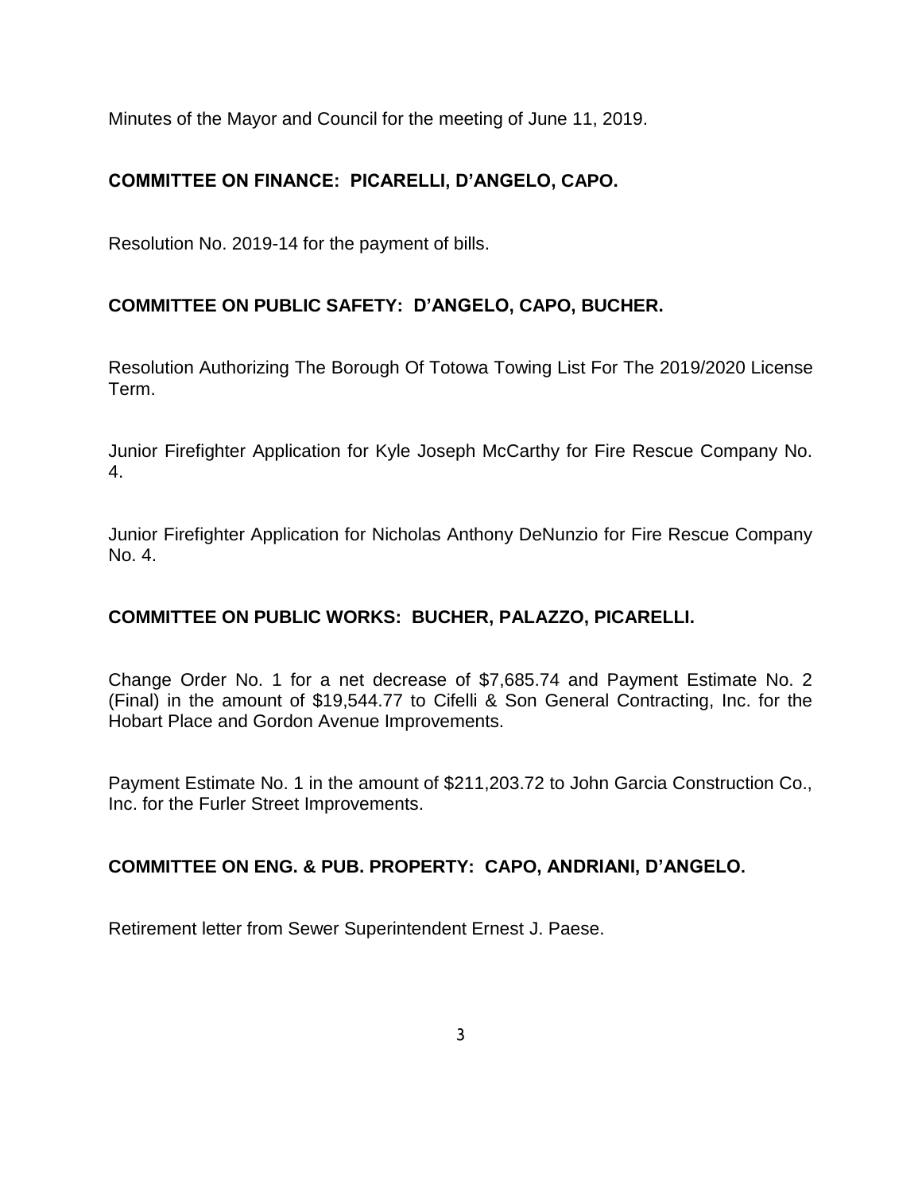Minutes of the Mayor and Council for the meeting of June 11, 2019.

**COMMITTEE ON FINANCE: PICARELLI, D'ANGELO, CAPO.**

Resolution No. 2019-14 for the payment of bills.

**COMMITTEE ON PUBLIC SAFETY: D'ANGELO, CAPO, BUCHER.**

Resolution Authorizing The Borough Of Totowa Towing List For The 2019/2020 License Term.

Junior Firefighter Application for Kyle Joseph McCarthy for Fire Rescue Company No. 4.

Junior Firefighter Application for Nicholas Anthony DeNunzio for Fire Rescue Company No. 4.

**COMMITTEE ON PUBLIC WORKS: BUCHER, PALAZZO, PICARELLI.**

Change Order No. 1 for a net decrease of $7,685.74 and Payment Estimate No. 2 (Final) in the amount of $19,544.77 to Cifelli & Son General Contracting, Inc. for the Hobart Place and Gordon Avenue Improvements.

Payment Estimate No. 1 in the amount of $211,203.72 to John Garcia Construction Co., Inc. for the Furler Street Improvements.

**COMMITTEE ON ENG. & PUB. PROPERTY: CAPO, ANDRIANI, D'ANGELO.**

Retirement letter from Sewer Superintendent Ernest J. Paese.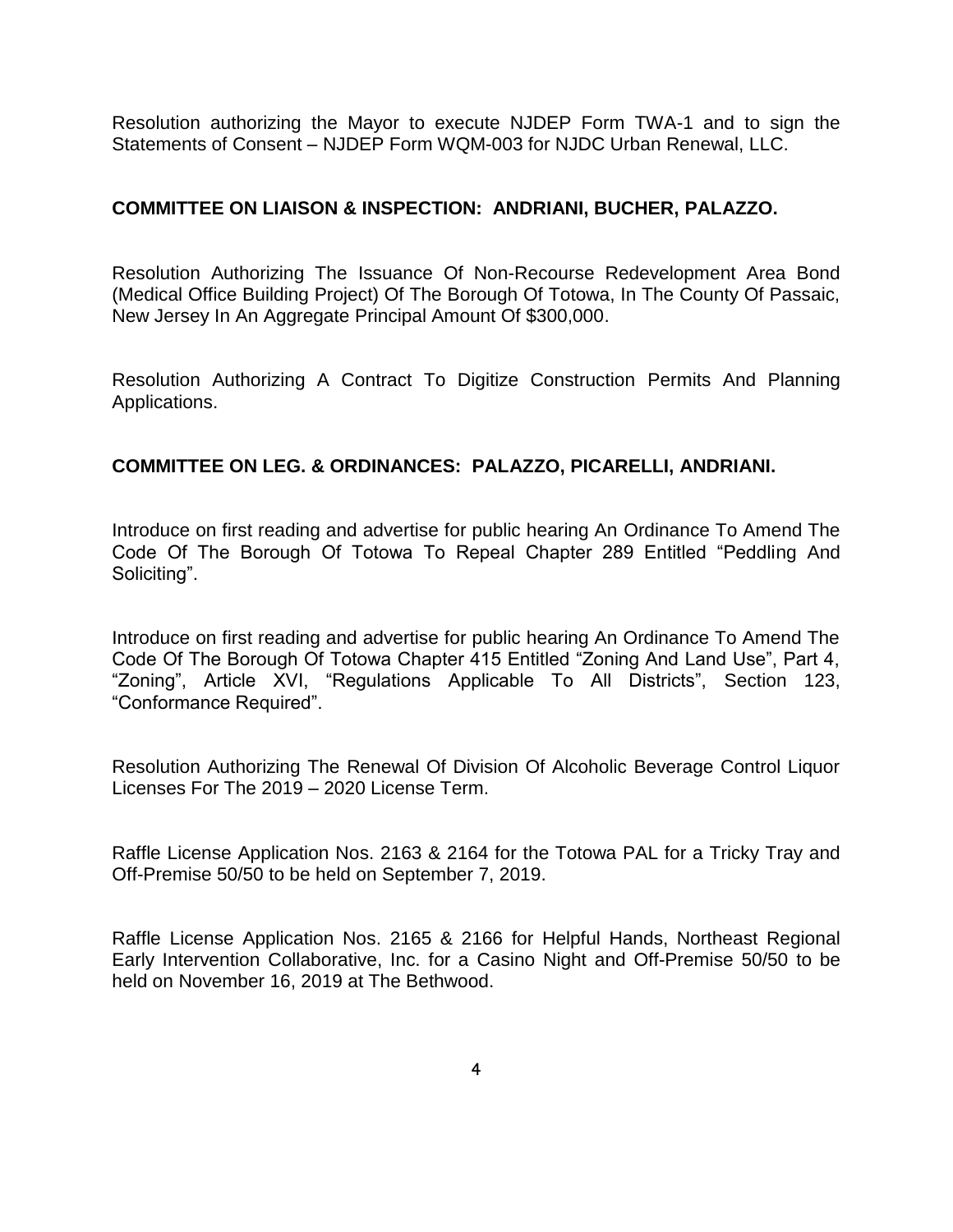Resolution authorizing the Mayor to execute NJDEP Form TWA-1 and to sign the Statements of Consent – NJDEP Form WQM-003 for NJDC Urban Renewal, LLC.

**COMMITTEE ON LIAISON & INSPECTION: ANDRIANI, BUCHER, PALAZZO.**

Resolution Authorizing The Issuance Of Non-Recourse Redevelopment Area Bond (Medical Office Building Project) Of The Borough Of Totowa, In The County Of Passaic, New Jersey In An Aggregate Principal Amount Of $300,000.

Resolution Authorizing A Contract To Digitize Construction Permits And Planning Applications.

**COMMITTEE ON LEG. & ORDINANCES: PALAZZO, PICARELLI, ANDRIANI.**

Introduce on first reading and advertise for public hearing An Ordinance To Amend The Code Of The Borough Of Totowa To Repeal Chapter 289 Entitled "Peddling And Soliciting".

Introduce on first reading and advertise for public hearing An Ordinance To Amend The Code Of The Borough Of Totowa Chapter 415 Entitled "Zoning And Land Use", Part 4, "Zoning", Article XVI, "Regulations Applicable To All Districts", Section 123, "Conformance Required".

Resolution Authorizing The Renewal Of Division Of Alcoholic Beverage Control Liquor Licenses For The 2019 – 2020 License Term.

Raffle License Application Nos. 2163 & 2164 for the Totowa PAL for a Tricky Tray and Off-Premise 50/50 to be held on September 7, 2019.

Raffle License Application Nos. 2165 & 2166 for Helpful Hands, Northeast Regional Early Intervention Collaborative, Inc. for a Casino Night and Off-Premise 50/50 to be held on November 16, 2019 at The Bethwood.